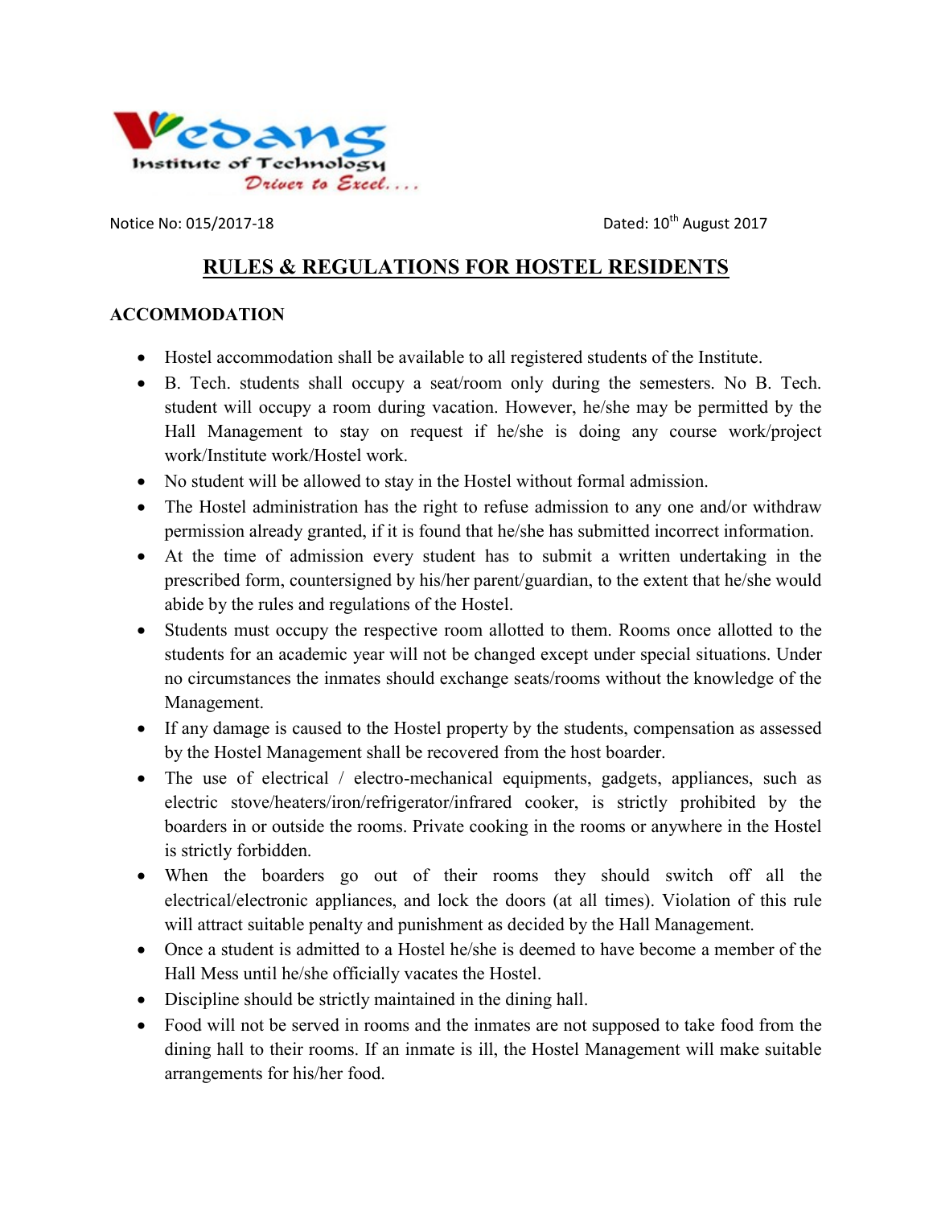Vedang Institute of Technology
Driver to Excel....

Notice No: 015/2017-18 Dated: 10th August 2017

# RULES & REGULATIONS FOR HOSTEL RESIDENTS

## ACCOMMODATION

- Hostel accommodation shall be available to all registered students of the Institute.
- B. Tech. students shall occupy a seat/room only during the semesters. No B. Tech. student will occupy a room during vacation. However, he/she may be permitted by the Hall Management to stay on request if he/she is doing any course work/project work/Institute work/Hostel work.
- No student will be allowed to stay in the Hostel without formal admission.
- The Hostel administration has the right to refuse admission to any one and/or withdraw permission already granted, if it is found that he/she has submitted incorrect information.
- At the time of admission every student has to submit a written undertaking in the prescribed form, countersigned by his/her parent/guardian, to the extent that he/she would abide by the rules and regulations of the Hostel.
- Students must occupy the respective room allotted to them. Rooms once allotted to the students for an academic year will not be changed except under special situations. Under no circumstances the inmates should exchange seats/rooms without the knowledge of the Management.
- If any damage is caused to the Hostel property by the students, compensation as assessed by the Hostel Management shall be recovered from the host boarder.
- The use of electrical / electro-mechanical equipments, gadgets, appliances, such as electric stove/heaters/iron/refrigerator/infrared cooker, is strictly prohibited by the boarders in or outside the rooms. Private cooking in the rooms or anywhere in the Hostel is strictly forbidden.
- When the boarders go out of their rooms they should switch off all the electrical/electronic appliances, and lock the doors (at all times). Violation of this rule will attract suitable penalty and punishment as decided by the Hall Management.
- Once a student is admitted to a Hostel he/she is deemed to have become a member of the Hall Mess until he/she officially vacates the Hostel.
- Discipline should be strictly maintained in the dining hall.
- Food will not be served in rooms and the inmates are not supposed to take food from the dining hall to their rooms. If an inmate is ill, the Hostel Management will make suitable arrangements for his/her food.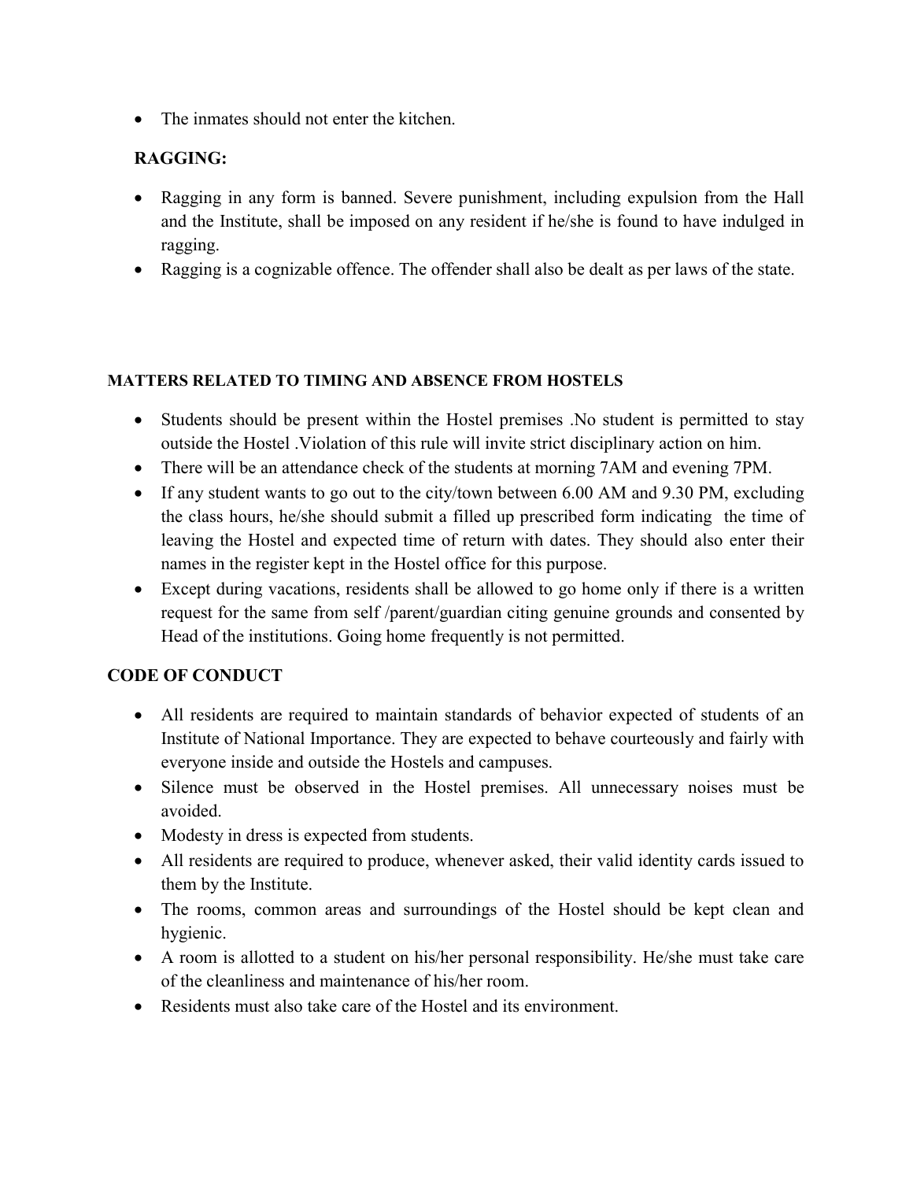- The inmates should not enter the kitchen.

## RAGGING:

- Ragging in any form is banned. Severe punishment, including expulsion from the Hall and the Institute, shall be imposed on any resident if he/she is found to have indulged in ragging.
- Ragging is a cognizable offence. The offender shall also be dealt as per laws of the state.

#### MATTERS RELATED TO TIMING AND ABSENCE FROM HOSTELS

- Students should be present within the Hostel premises .No student is permitted to stay outside the Hostel .Violation of this rule will invite strict disciplinary action on him.
- There will be an attendance check of the students at morning 7AM and evening 7PM.
- If any student wants to go out to the city/town between 6.00 AM and 9.30 PM, excluding the class hours, he/she should submit a filled up prescribed form indicating the time of leaving the Hostel and expected time of return with dates. They should also enter their names in the register kept in the Hostel office for this purpose.
- Except during vacations, residents shall be allowed to go home only if there is a written request for the same from self /parent/guardian citing genuine grounds and consented by Head of the institutions. Going home frequently is not permitted.

## CODE OF CONDUCT

- All residents are required to maintain standards of behavior expected of students of an Institute of National Importance. They are expected to behave courteously and fairly with everyone inside and outside the Hostels and campuses.
- Silence must be observed in the Hostel premises. All unnecessary noises must be avoided.
- Modesty in dress is expected from students.
- All residents are required to produce, whenever asked, their valid identity cards issued to them by the Institute.
- The rooms, common areas and surroundings of the Hostel should be kept clean and hygienic.
- A room is allotted to a student on his/her personal responsibility. He/she must take care of the cleanliness and maintenance of his/her room.
- Residents must also take care of the Hostel and its environment.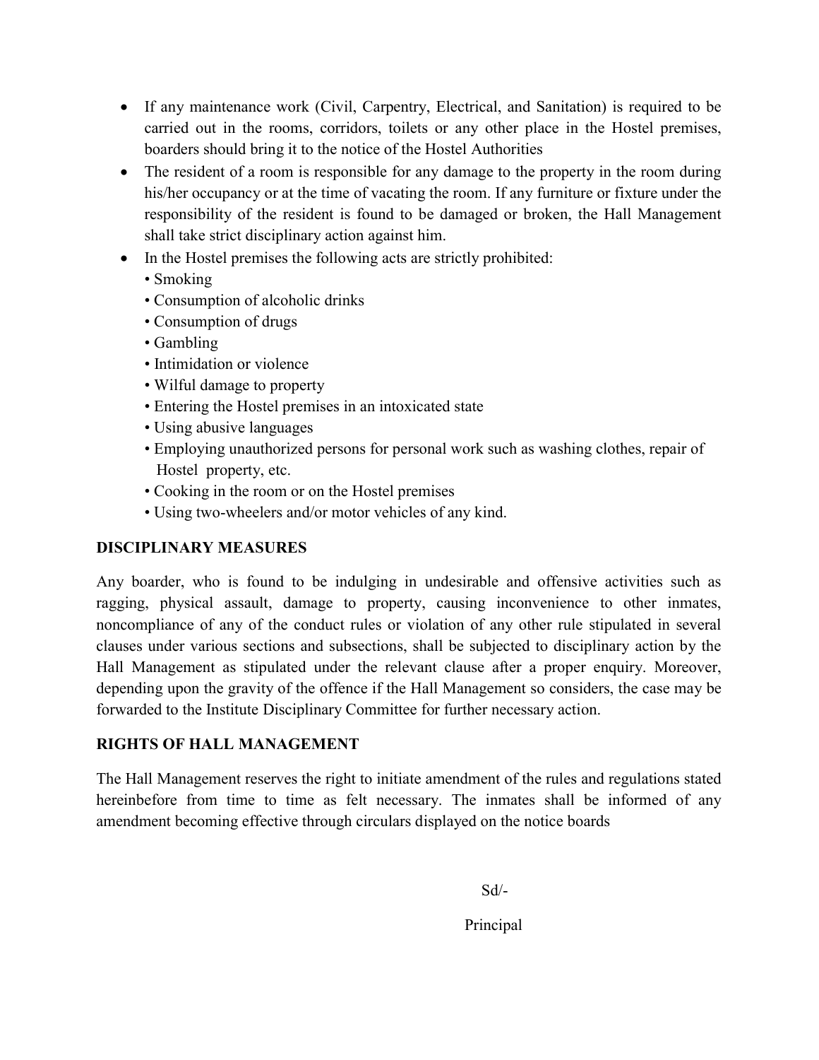- If any maintenance work (Civil, Carpentry, Electrical, and Sanitation) is required to be carried out in the rooms, corridors, toilets or any other place in the Hostel premises, boarders should bring it to the notice of the Hostel Authorities
- The resident of a room is responsible for any damage to the property in the room during his/her occupancy or at the time of vacating the room. If any furniture or fixture under the responsibility of the resident is found to be damaged or broken, the Hall Management shall take strict disciplinary action against him.
- In the Hostel premises the following acts are strictly prohibited:
  - Smoking
  - Consumption of alcoholic drinks
  - Consumption of drugs
  - Gambling
  - Intimidation or violence
  - Wilful damage to property
  - Entering the Hostel premises in an intoxicated state
  - Using abusive languages
  - Employing unauthorized persons for personal work such as washing clothes, repair of Hostel property, etc.
  - Cooking in the room or on the Hostel premises
  - Using two-wheelers and/or motor vehicles of any kind.

**DISCIPLINARY MEASURES**

Any boarder, who is found to be indulging in undesirable and offensive activities such as ragging, physical assault, damage to property, causing inconvenience to other inmates, noncompliance of any of the conduct rules or violation of any other rule stipulated in several clauses under various sections and subsections, shall be subjected to disciplinary action by the Hall Management as stipulated under the relevant clause after a proper enquiry. Moreover, depending upon the gravity of the offence if the Hall Management so considers, the case may be forwarded to the Institute Disciplinary Committee for further necessary action.

**RIGHTS OF HALL MANAGEMENT**

The Hall Management reserves the right to initiate amendment of the rules and regulations stated hereinbefore from time to time as felt necessary. The inmates shall be informed of any amendment becoming effective through circulars displayed on the notice boards

Sd/-

Principal